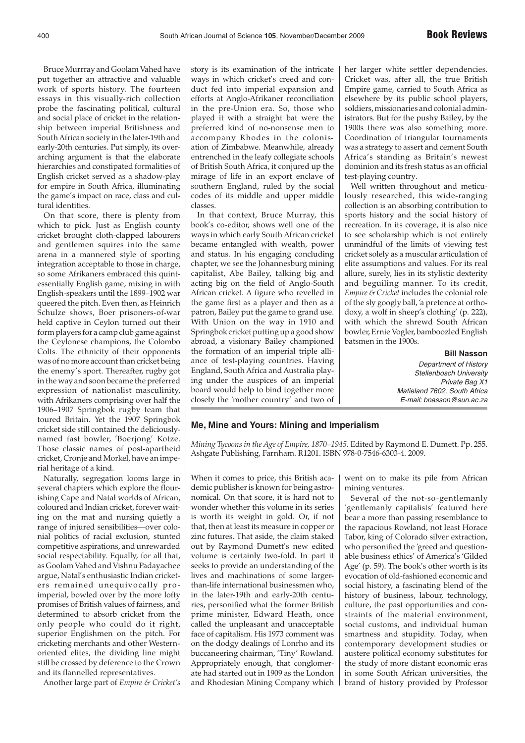Bruce Murrray and Goolam Vahed have put together an attractive and valuable work of sports history. The fourteen essays in this visually-rich collection probe the fascinating political, cultural and social place of cricket in the relationship between imperial Britishness and South African society in the later-19th and early-20th centuries. Put simply, its overarching argument is that the elaborate hierarchies and constipated formalities of English cricket served as a shadow-play for empire in South Africa, illuminating the game's impact on race, class and cultural identities.

On that score, there is plenty from which to pick. Just as English county cricket brought cloth-clapped labourers and gentlemen squires into the same arena in a mannered style of sporting integration acceptable to those in charge, so some Afrikaners embraced this quintessentially English game, mixing in with English-speakers until the 1899–1902 war queered the pitch. Even then, as Heinrich Schulze shows, Boer prisoners-of-war held captive in Ceylon turned out their form players for a camp club game against the Ceylonese champions, the Colombo Colts. The ethnicity of their opponents was of no more account than cricket being the enemy's sport. Thereafter, rugby got in the way and soon became the preferred expression of nationalist masculinity, with Afrikaners comprising over half the 1906–1907 Springbok rugby team that toured Britain. Yet the 1907 Springbok cricket side still contained the deliciously-named fast bowler, 'Boerjong' Kotze. Those classic names of post-apartheid cricket, Cronje and Morkel, have an imperial heritage of a kind.

Naturally, segregation looms large in several chapters which explore the flourishing Cape and Natal worlds of African, coloured and Indian cricket, forever waiting on the mat and nursing quietly a range of injured sensibilities—over colonial politics of racial exclusion, stunted competitive aspirations, and unrewarded social respectability. Equally, for all that, as Goolam Vahed and Vishnu Padayachee argue, Natal's enthusiastic Indian cricketers remained unequivocally pro-imperial, bowled over by the more lofty promises of British values of fairness, and determined to absorb cricket from the only people who could do it right, superior Englishmen on the pitch. For cricketing merchants and other Western-oriented elites, the dividing line might still be crossed by deference to the Crown and its flannelled representatives.

Another large part of *Empire & Cricket's* story is its examination of the intricate ways in which cricket's creed and conduct fed into imperial expansion and efforts at Anglo-Afrikaner reconciliation in the pre-Union era. So, those who played it with a straight bat were the preferred kind of no-nonsense men to accompany Rhodes in the colonisation of Zimbabwe. Meanwhile, already entrenched in the leafy collegiate schools of British South Africa, it conjured up the mirage of life in an export enclave of southern England, ruled by the social codes of its middle and upper middle classes.

In that context, Bruce Murray, this book's co-editor, shows well one of the ways in which early South African cricket became entangled with wealth, power and status. In his engaging concluding chapter, we see the Johannesburg mining capitalist, Abe Bailey, talking big and acting big on the field of Anglo-South African cricket. A figure who revelled in the game first as a player and then as a patron, Bailey put the game to grand use. With Union on the way in 1910 and Springbok cricket putting up a good show abroad, a visionary Bailey championed the formation of an imperial triple alliance of test-playing countries. Having England, South Africa and Australia playing under the auspices of an imperial board would help to bind together more closely the 'mother country' and two of her larger white settler dependencies. Cricket was, after all, the true British Empire game, carried to South Africa as elsewhere by its public school players, soldiers, missionaries and colonial administrators. But for the pushy Bailey, by the 1900s there was also something more. Coordination of triangular tournaments was a strategy to assert and cement South Africa's standing as Britain's newest dominion and its fresh status as an official test-playing country.

Well written throughout and meticulously researched, this wide-ranging collection is an absorbing contribution to sports history and the social history of recreation. In its coverage, it is also nice to see scholarship which is not entirely unmindful of the limits of viewing test cricket solely as a muscular articulation of elite assumptions and values. For its real allure, surely, lies in its stylistic dexterity and beguiling manner. To its credit, *Empire & Cricket* includes the colonial role of the sly googly ball, 'a pretence at orthodoxy, a wolf in sheep's clothing' (p. 222), with which the shrewd South African bowler, Ernie Vogler, bamboozled English batsmen in the 1900s.

**Bill Nasson**

*Department of History*
*Stellenbosch University*
*Private Bag X1*
*Matieland 7602, South Africa*
*E-mail: bnasson@sun.ac.za*

## Me, Mine and Yours: Mining and Imperialism

*Mining Tycoons in the Age of Empire, 1870–1945*. Edited by Raymond E. Dumett. Pp. 255. Ashgate Publishing, Farnham. R1201. ISBN 978-0-7546-6303-4. 2009.

When it comes to price, this British academic publisher is known for being astronomical. On that score, it is hard not to wonder whether this volume in its series is worth its weight in gold. Or, if not that, then at least its measure in copper or zinc futures. That aside, the claim staked out by Raymond Dumett's new edited volume is certainly two-fold. In part it seeks to provide an understanding of the lives and machinations of some larger-than-life international businessmen who, in the later-19th and early-20th centuries, personified what the former British prime minister, Edward Heath, once called the unpleasant and unacceptable face of capitalism. His 1973 comment was on the dodgy dealings of Lonrho and its buccaneering chairman, 'Tiny' Rowland. Appropriately enough, that conglomerate had started out in 1909 as the London and Rhodesian Mining Company which went on to make its pile from African mining ventures.

Several of the not-so-gentlemanly 'gentlemanly capitalists' featured here bear a more than passing resemblance to the rapacious Rowland, not least Horace Tabor, king of Colorado silver extraction, who personified the 'greed and questionable business ethics' of America's 'Gilded Age' (p. 59). The book's other worth is its evocation of old-fashioned economic and social history, a fascinating blend of the history of business, labour, technology, culture, the past opportunities and constraints of the material environment, social customs, and individual human smartness and stupidity. Today, when contemporary development studies or austere political economy substitutes for the study of more distant economic eras in some South African universities, the brand of history provided by Professor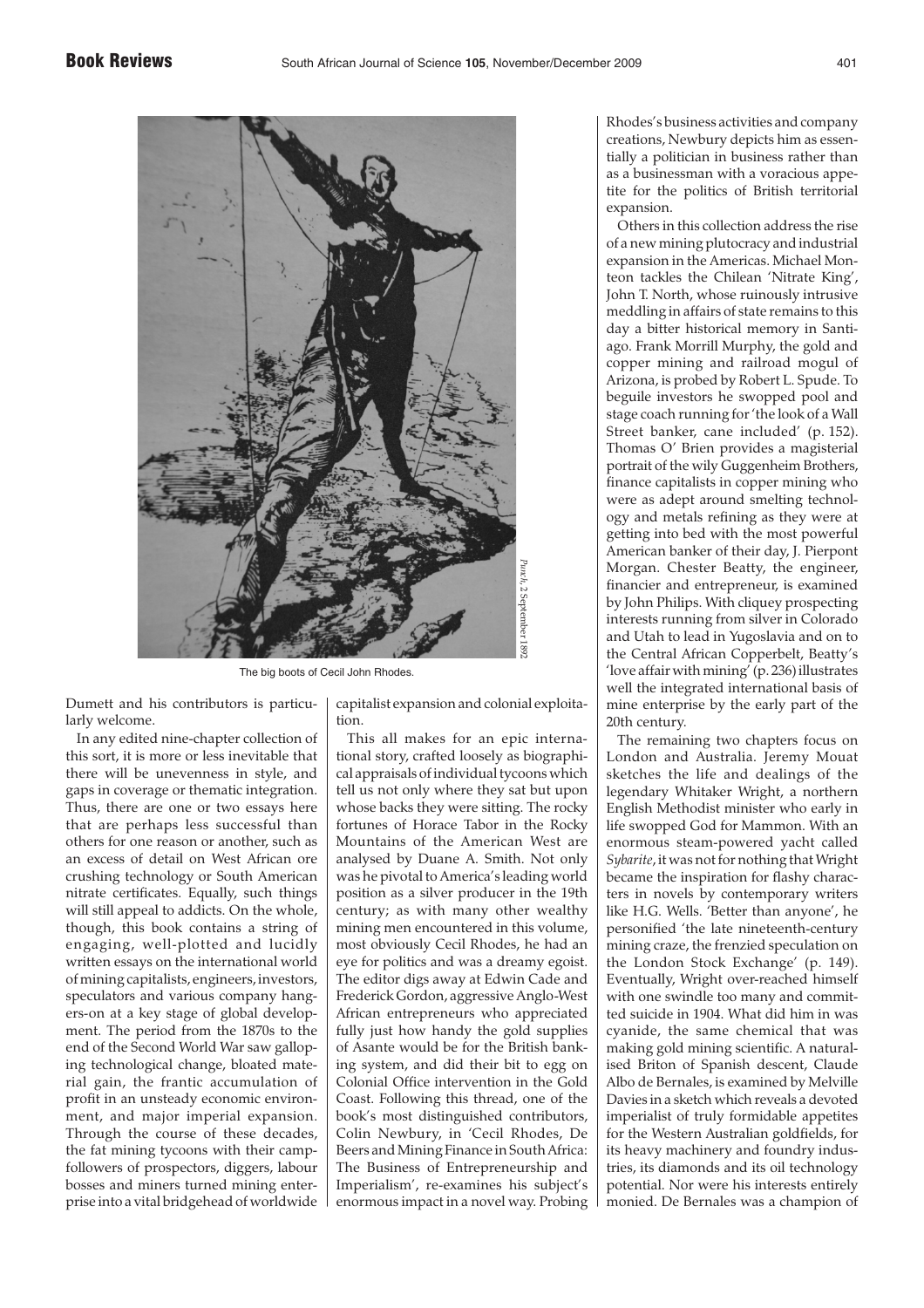Punch, 2 September 1892

The big boots of Cecil John Rhodes.

Dumett and his contributors is particularly welcome.

In any edited nine-chapter collection of this sort, it is more or less inevitable that there will be unevenness in style, and gaps in coverage or thematic integration. Thus, there are one or two essays here that are perhaps less successful than others for one reason or another, such as an excess of detail on West African ore crushing technology or South American nitrate certificates. Equally, such things will still appeal to addicts. On the whole, though, this book contains a string of engaging, well-plotted and lucidly written essays on the international world of mining capitalists, engineers, investors, speculators and various company hangers-on at a key stage of global development. The period from the 1870s to the end of the Second World War saw galloping technological change, bloated material gain, the frantic accumulation of profit in an unsteady economic environment, and major imperial expansion. Through the course of these decades, the fat mining tycoons with their camp-followers of prospectors, diggers, labour bosses and miners turned mining enterprise into a vital bridgehead of worldwide capitalist expansion and colonial exploitation.

This all makes for an epic international story, crafted loosely as biographical appraisals of individual tycoons which tell us not only where they sat but upon whose backs they were sitting. The rocky fortunes of Horace Tabor in the Rocky Mountains of the American West are analysed by Duane A. Smith. Not only was he pivotal to America's leading world position as a silver producer in the 19th century; as with many other wealthy mining men encountered in this volume, most obviously Cecil Rhodes, he had an eye for politics and was a dreamy egoist. The editor digs away at Edwin Cade and Frederick Gordon, aggressive Anglo-West African entrepreneurs who appreciated fully just how handy the gold supplies of Asante would be for the British banking system, and did their bit to egg on Colonial Office intervention in the Gold Coast. Following this thread, one of the book's most distinguished contributors, Colin Newbury, in 'Cecil Rhodes, De Beers and Mining Finance in South Africa: The Business of Entrepreneurship and Imperialism', re-examines his subject's enormous impact in a novel way. Probing Rhodes's business activities and company creations, Newbury depicts him as essentially a politician in business rather than as a businessman with a voracious appetite for the politics of British territorial expansion.

Others in this collection address the rise of a new mining plutocracy and industrial expansion in the Americas. Michael Monteon tackles the Chilean 'Nitrate King', John T. North, whose ruinously intrusive meddling in affairs of state remains to this day a bitter historical memory in Santiago. Frank Morrill Murphy, the gold and copper mining and railroad mogul of Arizona, is probed by Robert L. Spude. To beguile investors he swopped pool and stage coach running for 'the look of a Wall Street banker, cane included' (p. 152). Thomas O' Brien provides a magisterial portrait of the wily Guggenheim Brothers, finance capitalists in copper mining who were as adept around smelting technology and metals refining as they were at getting into bed with the most powerful American banker of their day, J. Pierpont Morgan. Chester Beatty, the engineer, financier and entrepreneur, is examined by John Philips. With cliquey prospecting interests running from silver in Colorado and Utah to lead in Yugoslavia and on to the Central African Copperbelt, Beatty's 'love affair with mining' (p. 236) illustrates well the integrated international basis of mine enterprise by the early part of the 20th century.

The remaining two chapters focus on London and Australia. Jeremy Mouat sketches the life and dealings of the legendary Whitaker Wright, a northern English Methodist minister who early in life swopped God for Mammon. With an enormous steam-powered yacht called *Sybarite*, it was not for nothing that Wright became the inspiration for flashy characters in novels by contemporary writers like H.G. Wells. 'Better than anyone', he personified 'the late nineteenth-century mining craze, the frenzied speculation on the London Stock Exchange' (p. 149). Eventually, Wright over-reached himself with one swindle too many and committed suicide in 1904. What did him in was cyanide, the same chemical that was making gold mining scientific. A naturalised Briton of Spanish descent, Claude Albo de Bernales, is examined by Melville Davies in a sketch which reveals a devoted imperialist of truly formidable appetites for the Western Australian goldfields, for its heavy machinery and foundry industries, its diamonds and its oil technology potential. Nor were his interests entirely monied. De Bernales was a champion of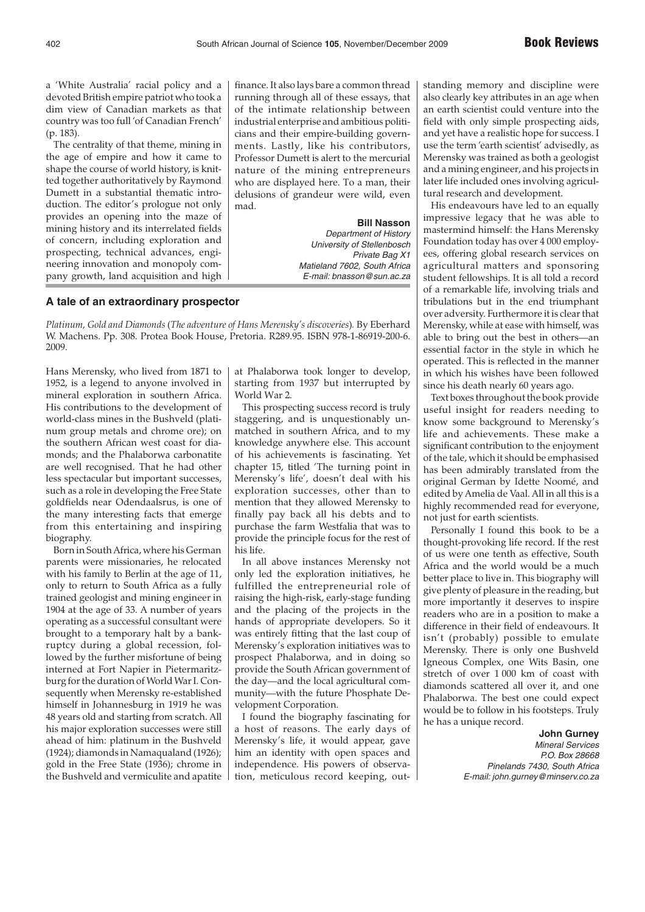a 'White Australia' racial policy and a devoted British empire patriot who took a dim view of Canadian markets as that country was too full 'of Canadian French' (p. 183).

The centrality of that theme, mining in the age of empire and how it came to shape the course of world history, is knitted together authoritatively by Raymond Dumett in a substantial thematic introduction. The editor's prologue not only provides an opening into the maze of mining history and its interrelated fields of concern, including exploration and prospecting, technical advances, engineering innovation and monopoly company growth, land acquisition and high finance. It also lays bare a common thread running through all of these essays, that of the intimate relationship between industrial enterprise and ambitious politicians and their empire-building governments. Lastly, like his contributors, Professor Dumett is alert to the mercurial nature of the mining entrepreneurs who are displayed here. To a man, their delusions of grandeur were wild, even mad.

**Bill Nasson**
*Department of History*
*University of Stellenbosch*
*Private Bag X1*
*Matieland 7602, South Africa*
*E-mail: bnasson@sun.ac.za*

## A tale of an extraordinary prospector

*Platinum, Gold and Diamonds* (*The adventure of Hans Merensky's discoveries*). By Eberhard W. Machens. Pp. 308. Protea Book House, Pretoria. R289.95. ISBN 978-1-86919-200-6. 2009.

Hans Merensky, who lived from 1871 to 1952, is a legend to anyone involved in mineral exploration in southern Africa. His contributions to the development of world-class mines in the Bushveld (platinum group metals and chrome ore); on the southern African west coast for diamonds; and the Phalaborwa carbonatite are well recognised. That he had other less spectacular but important successes, such as a role in developing the Free State goldfields near Odendaalsrus, is one of the many interesting facts that emerge from this entertaining and inspiring biography.

Born in South Africa, where his German parents were missionaries, he relocated with his family to Berlin at the age of 11, only to return to South Africa as a fully trained geologist and mining engineer in 1904 at the age of 33. A number of years operating as a successful consultant were brought to a temporary halt by a bankruptcy during a global recession, followed by the further misfortune of being interned at Fort Napier in Pietermaritzburg for the duration of World War I. Consequently when Merensky re-established himself in Johannesburg in 1919 he was 48 years old and starting from scratch. All his major exploration successes were still ahead of him: platinum in the Bushveld (1924); diamonds in Namaqualand (1926); gold in the Free State (1936); chrome in the Bushveld and vermiculite and apatite at Phalaborwa took longer to develop, starting from 1937 but interrupted by World War 2.

This prospecting success record is truly staggering, and is unquestionably unmatched in southern Africa, and to my knowledge anywhere else. This account of his achievements is fascinating. Yet chapter 15, titled 'The turning point in Merensky's life', doesn't deal with his exploration successes, other than to mention that they allowed Merensky to finally pay back all his debts and to purchase the farm Westfalia that was to provide the principle focus for the rest of his life.

In all above instances Merensky not only led the exploration initiatives, he fulfilled the entrepreneurial role of raising the high-risk, early-stage funding and the placing of the projects in the hands of appropriate developers. So it was entirely fitting that the last coup of Merensky's exploration initiatives was to prospect Phalaborwa, and in doing so provide the South African government of the day—and the local agricultural community—with the future Phosphate Development Corporation.

I found the biography fascinating for a host of reasons. The early days of Merensky's life, it would appear, gave him an identity with open spaces and independence. His powers of observation, meticulous record keeping, outstanding memory and discipline were also clearly key attributes in an age when an earth scientist could venture into the field with only simple prospecting aids, and yet have a realistic hope for success. I use the term 'earth scientist' advisedly, as Merensky was trained as both a geologist and a mining engineer, and his projects in later life included ones involving agricultural research and development.

His endeavours have led to an equally impressive legacy that he was able to mastermind himself: the Hans Merensky Foundation today has over 4 000 employees, offering global research services on agricultural matters and sponsoring student fellowships. It is all told a record of a remarkable life, involving trials and tribulations but in the end triumphant over adversity. Furthermore it is clear that Merensky, while at ease with himself, was able to bring out the best in others—an essential factor in the style in which he operated. This is reflected in the manner in which his wishes have been followed since his death nearly 60 years ago.

Text boxes throughout the book provide useful insight for readers needing to know some background to Merensky's life and achievements. These make a significant contribution to the enjoyment of the tale, which it should be emphasised has been admirably translated from the original German by Idette Noomé, and edited by Amelia de Vaal. All in all this is a highly recommended read for everyone, not just for earth scientists.

Personally I found this book to be a thought-provoking life record. If the rest of us were one tenth as effective, South Africa and the world would be a much better place to live in. This biography will give plenty of pleasure in the reading, but more importantly it deserves to inspire readers who are in a position to make a difference in their field of endeavours. It isn't (probably) possible to emulate Merensky. There is only one Bushveld Igneous Complex, one Wits Basin, one stretch of over 1 000 km of coast with diamonds scattered all over it, and one Phalaborwa. The best one could expect would be to follow in his footsteps. Truly he has a unique record.

**John Gurney**
*Mineral Services*
*P.O. Box 28668*
*Pinelands 7430, South Africa*
*E-mail: john.gurney@minserv.co.za*